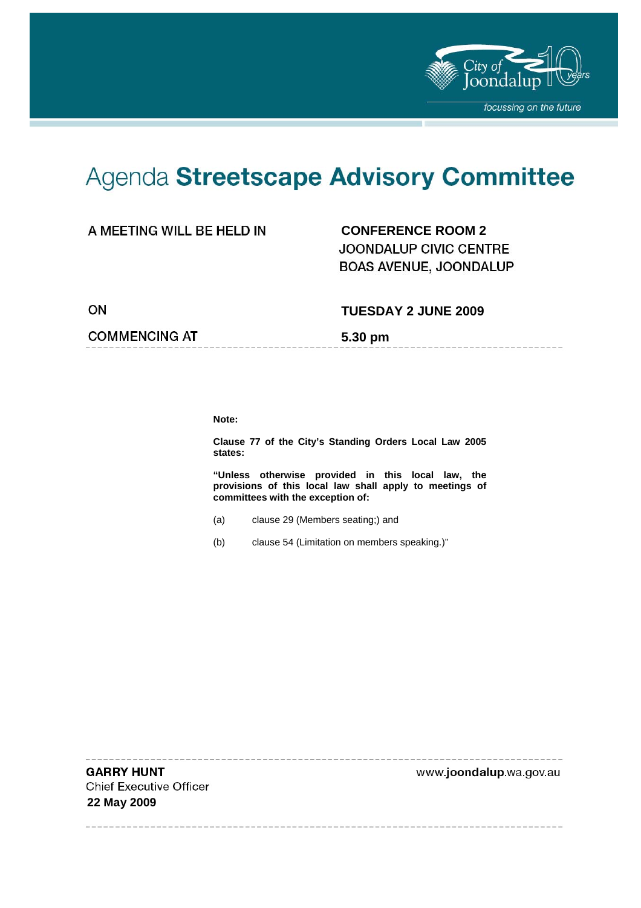City of Joondalup 10 years

*focussing on the future*

# Agenda **Streetscape Advisory Committee**

| | |
|---|---|
| A MEETING WILL BE HELD IN | **CONFERENCE ROOM 2** JOONDALUP CIVIC CENTRE BOAS AVENUE, JOONDALUP |
| ON | **TUESDAY 2 JUNE 2009** |
| COMMENCING AT | **5.30 pm** |

**Note:**

**Clause 77 of the City's Standing Orders Local Law 2005 states:**

**"Unless otherwise provided in this local law, the provisions of this local law shall apply to meetings of committees with the exception of:**

(a) clause 29 (Members seating;) and

(b) clause 54 (Limitation on members speaking.)"

**GARRY HUNT**
Chief Executive Officer
**22 May 2009**

www.**joondalup**.wa.gov.au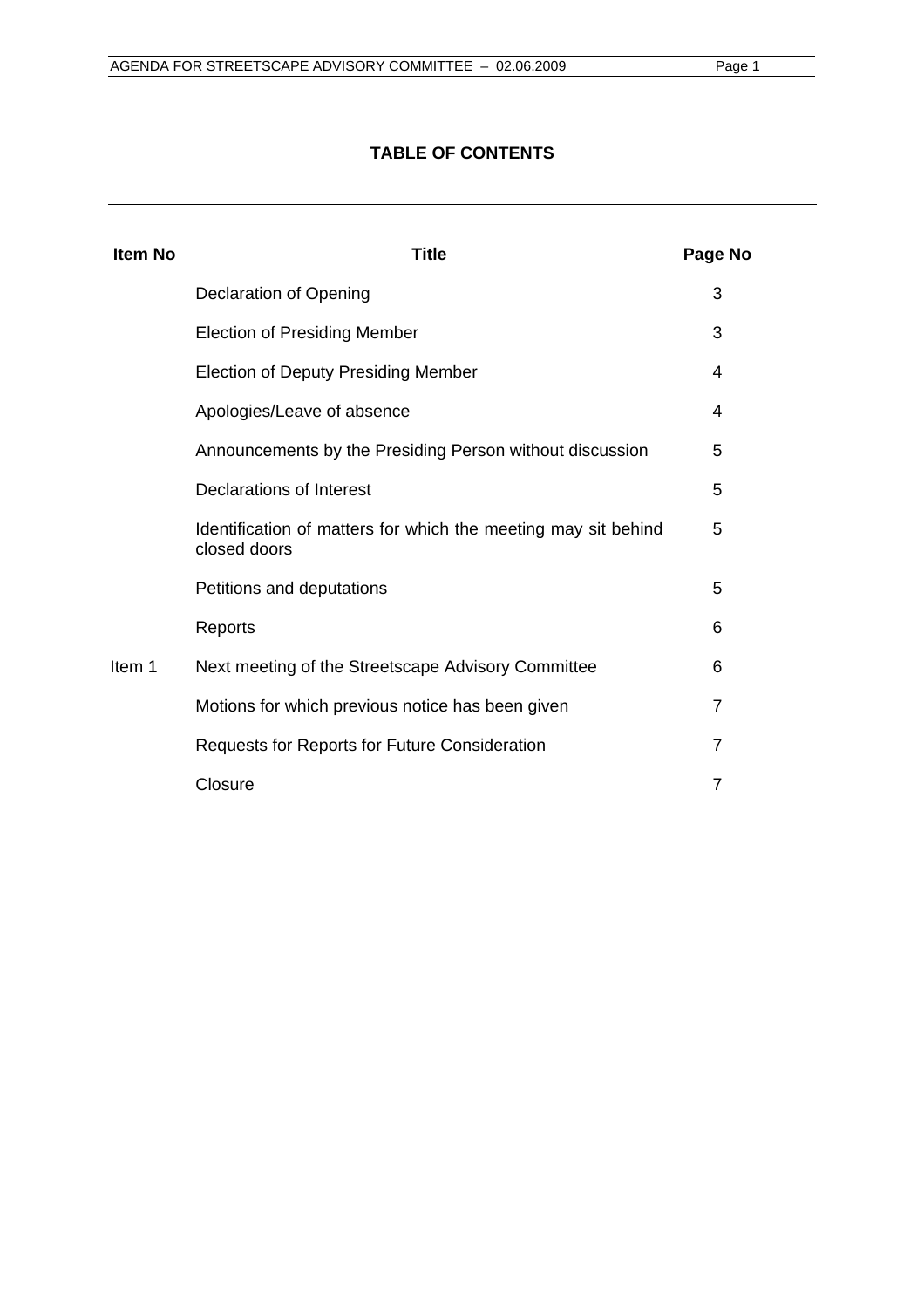## TABLE OF CONTENTS

| Item No | Title | Page No |
|---|---|---|
| | Declaration of Opening | 3 |
| | Election of Presiding Member | 3 |
| | Election of Deputy Presiding Member | 4 |
| | Apologies/Leave of absence | 4 |
| | Announcements by the Presiding Person without discussion | 5 |
| | Declarations of Interest | 5 |
| | Identification of matters for which the meeting may sit behind closed doors | 5 |
| | Petitions and deputations | 5 |
| | Reports | 6 |
| Item 1 | Next meeting of the Streetscape Advisory Committee | 6 |
| | Motions for which previous notice has been given | 7 |
| | Requests for Reports for Future Consideration | 7 |
| | Closure | 7 |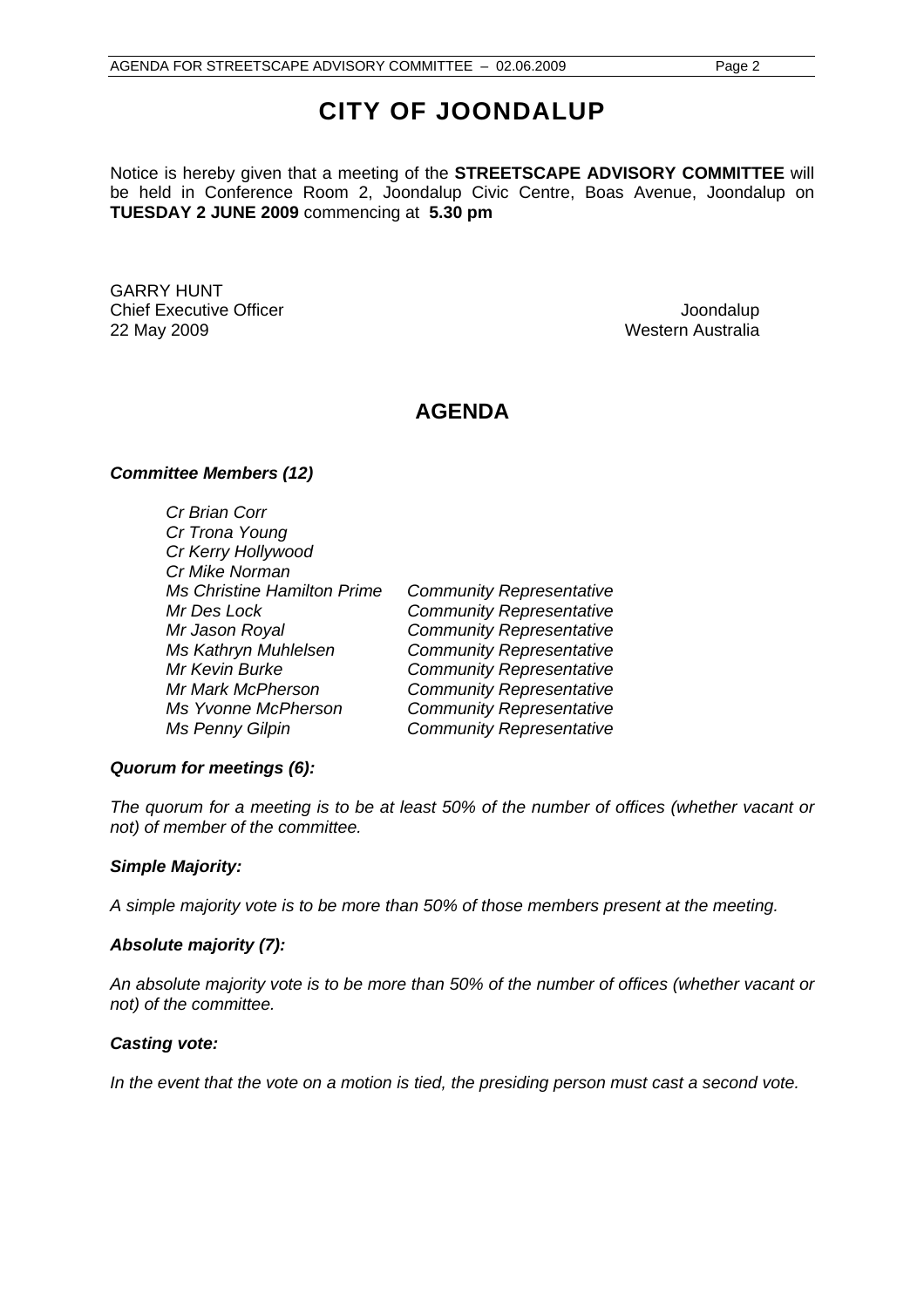# CITY OF JOONDALUP

Notice is hereby given that a meeting of the **STREETSCAPE ADVISORY COMMITTEE** will be held in Conference Room 2, Joondalup Civic Centre, Boas Avenue, Joondalup on **TUESDAY 2 JUNE 2009** commencing at **5.30 pm**

GARRY HUNT
Chief Executive Officer
22 May 2009

Joondalup
Western Australia

## AGENDA

***Committee Members (12)***

| | |
|---|---|
| *Cr Brian Corr* | |
| *Cr Trona Young* | |
| *Cr Kerry Hollywood* | |
| *Cr Mike Norman* | |
| *Ms Christine Hamilton Prime* | *Community Representative* |
| *Mr Des Lock* | *Community Representative* |
| *Mr Jason Royal* | *Community Representative* |
| *Ms Kathryn Muhlelsen* | *Community Representative* |
| *Mr Kevin Burke* | *Community Representative* |
| *Mr Mark McPherson* | *Community Representative* |
| *Ms Yvonne McPherson* | *Community Representative* |
| *Ms Penny Gilpin* | *Community Representative* |

***Quorum for meetings (6):***

*The quorum for a meeting is to be at least 50% of the number of offices (whether vacant or not) of member of the committee.*

***Simple Majority:***

*A simple majority vote is to be more than 50% of those members present at the meeting.*

***Absolute majority (7):***

*An absolute majority vote is to be more than 50% of the number of offices (whether vacant or not) of the committee.*

***Casting vote:***

*In the event that the vote on a motion is tied, the presiding person must cast a second vote.*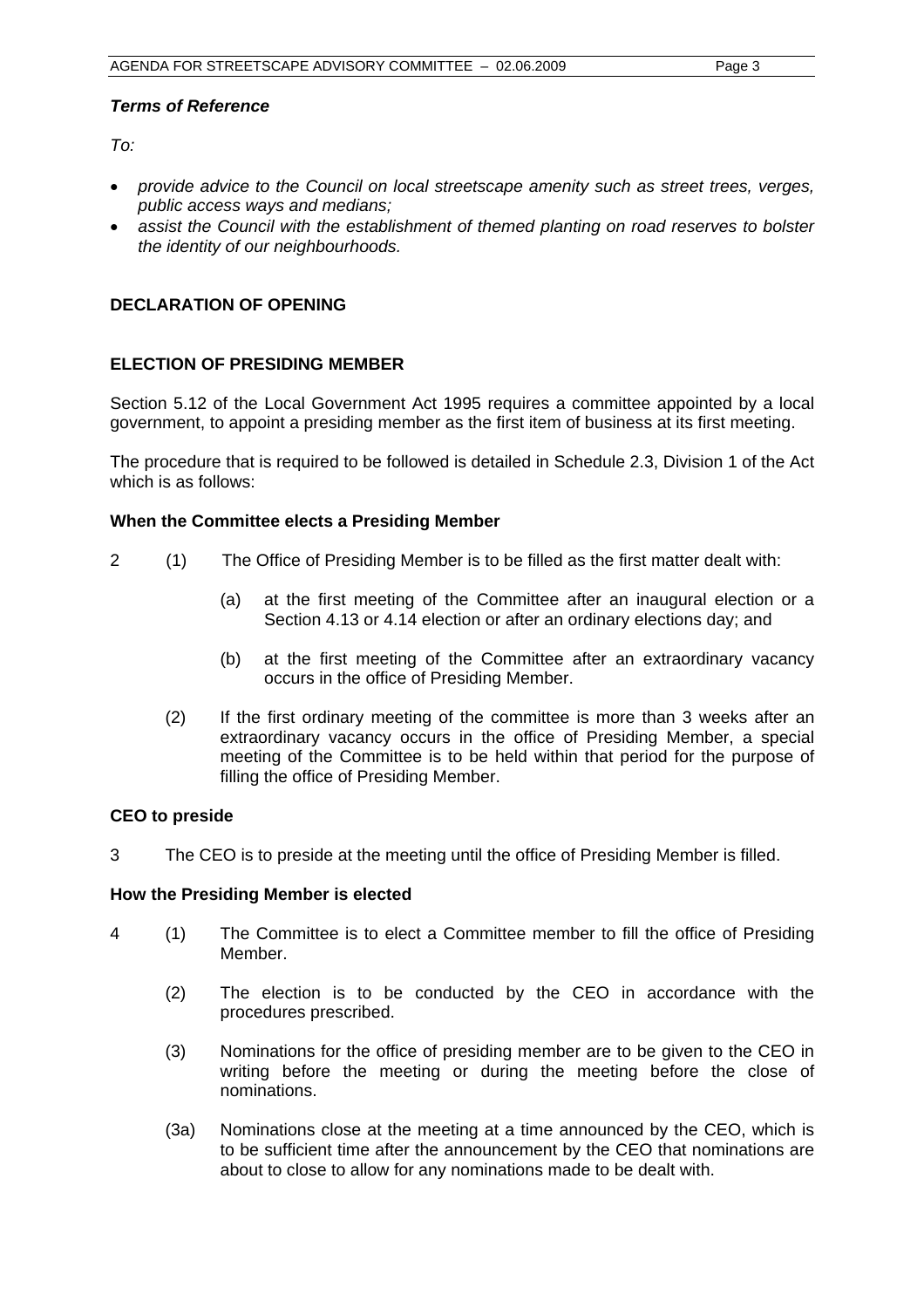***Terms of Reference***

*To:*

- *provide advice to the Council on local streetscape amenity such as street trees, verges, public access ways and medians;*
- *assist the Council with the establishment of themed planting on road reserves to bolster the identity of our neighbourhoods.*

**DECLARATION OF OPENING**

**ELECTION OF PRESIDING MEMBER**

Section 5.12 of the Local Government Act 1995 requires a committee appointed by a local government, to appoint a presiding member as the first item of business at its first meeting.

The procedure that is required to be followed is detailed in Schedule 2.3, Division 1 of the Act which is as follows:

**When the Committee elects a Presiding Member**

2 (1) The Office of Presiding Member is to be filled as the first matter dealt with:

(a) at the first meeting of the Committee after an inaugural election or a Section 4.13 or 4.14 election or after an ordinary elections day; and

(b) at the first meeting of the Committee after an extraordinary vacancy occurs in the office of Presiding Member.

(2) If the first ordinary meeting of the committee is more than 3 weeks after an extraordinary vacancy occurs in the office of Presiding Member, a special meeting of the Committee is to be held within that period for the purpose of filling the office of Presiding Member.

**CEO to preside**

3 The CEO is to preside at the meeting until the office of Presiding Member is filled.

**How the Presiding Member is elected**

4 (1) The Committee is to elect a Committee member to fill the office of Presiding Member.

(2) The election is to be conducted by the CEO in accordance with the procedures prescribed.

(3) Nominations for the office of presiding member are to be given to the CEO in writing before the meeting or during the meeting before the close of nominations.

(3a) Nominations close at the meeting at a time announced by the CEO, which is to be sufficient time after the announcement by the CEO that nominations are about to close to allow for any nominations made to be dealt with.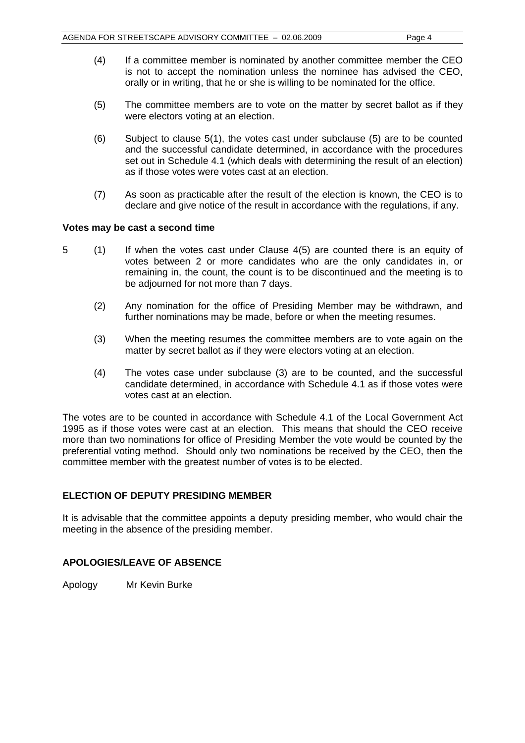(4) If a committee member is nominated by another committee member the CEO is not to accept the nomination unless the nominee has advised the CEO, orally or in writing, that he or she is willing to be nominated for the office.

(5) The committee members are to vote on the matter by secret ballot as if they were electors voting at an election.

(6) Subject to clause 5(1), the votes cast under subclause (5) are to be counted and the successful candidate determined, in accordance with the procedures set out in Schedule 4.1 (which deals with determining the result of an election) as if those votes were votes cast at an election.

(7) As soon as practicable after the result of the election is known, the CEO is to declare and give notice of the result in accordance with the regulations, if any.

**Votes may be cast a second time**

5 (1) If when the votes cast under Clause 4(5) are counted there is an equity of votes between 2 or more candidates who are the only candidates in, or remaining in, the count, the count is to be discontinued and the meeting is to be adjourned for not more than 7 days.

(2) Any nomination for the office of Presiding Member may be withdrawn, and further nominations may be made, before or when the meeting resumes.

(3) When the meeting resumes the committee members are to vote again on the matter by secret ballot as if they were electors voting at an election.

(4) The votes case under subclause (3) are to be counted, and the successful candidate determined, in accordance with Schedule 4.1 as if those votes were votes cast at an election.

The votes are to be counted in accordance with Schedule 4.1 of the Local Government Act 1995 as if those votes were cast at an election. This means that should the CEO receive more than two nominations for office of Presiding Member the vote would be counted by the preferential voting method. Should only two nominations be received by the CEO, then the committee member with the greatest number of votes is to be elected.

## ELECTION OF DEPUTY PRESIDING MEMBER

It is advisable that the committee appoints a deputy presiding member, who would chair the meeting in the absence of the presiding member.

## APOLOGIES/LEAVE OF ABSENCE

Apology Mr Kevin Burke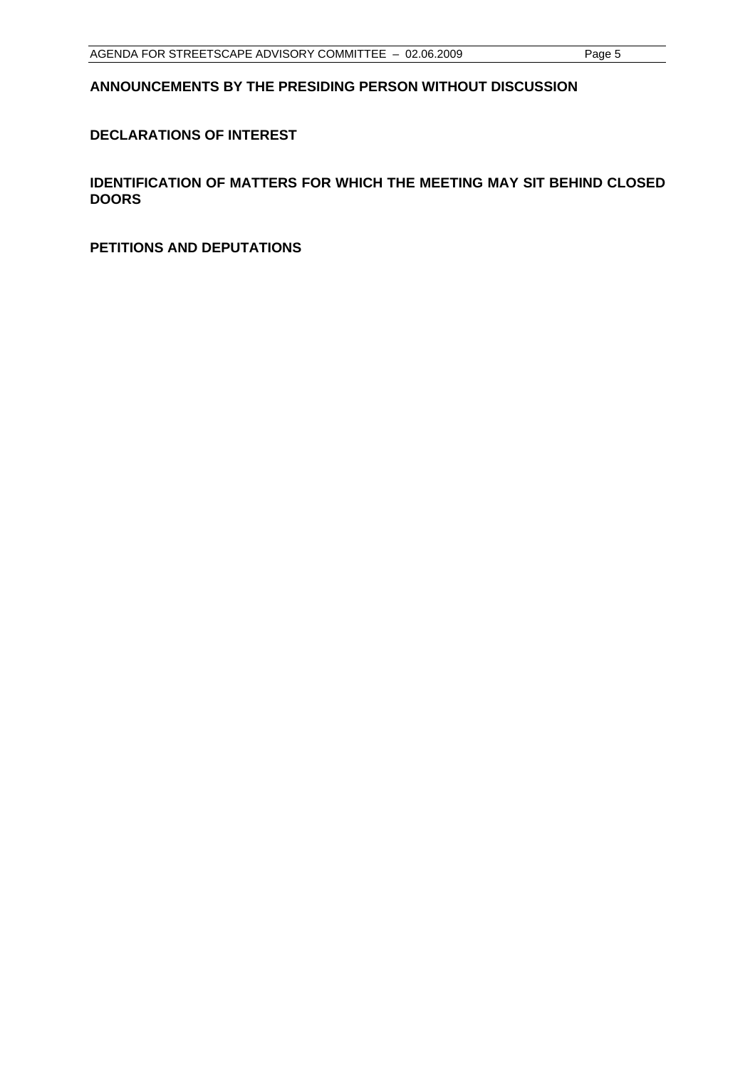## ANNOUNCEMENTS BY THE PRESIDING PERSON WITHOUT DISCUSSION

## DECLARATIONS OF INTEREST

## IDENTIFICATION OF MATTERS FOR WHICH THE MEETING MAY SIT BEHIND CLOSED DOORS

## PETITIONS AND DEPUTATIONS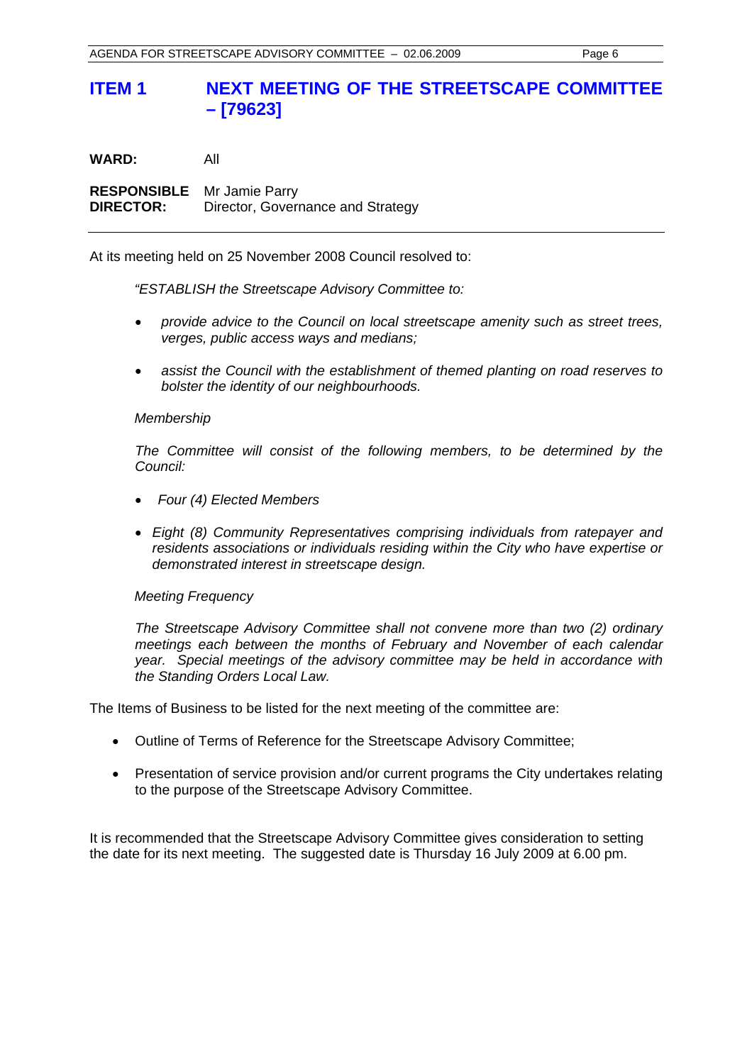# ITEM 1 NEXT MEETING OF THE STREETSCAPE COMMITTEE – [79623]

**WARD:** All

**RESPONSIBLE DIRECTOR:** Mr Jamie Parry
Director, Governance and Strategy

---

At its meeting held on 25 November 2008 Council resolved to:

> *"ESTABLISH the Streetscape Advisory Committee to:*
>
> - *provide advice to the Council on local streetscape amenity such as street trees, verges, public access ways and medians;*
> - *assist the Council with the establishment of themed planting on road reserves to bolster the identity of our neighbourhoods.*
>
> *Membership*
>
> *The Committee will consist of the following members, to be determined by the Council:*
>
> - *Four (4) Elected Members*
> - *Eight (8) Community Representatives comprising individuals from ratepayer and residents associations or individuals residing within the City who have expertise or demonstrated interest in streetscape design.*
>
> *Meeting Frequency*
>
> *The Streetscape Advisory Committee shall not convene more than two (2) ordinary meetings each between the months of February and November of each calendar year. Special meetings of the advisory committee may be held in accordance with the Standing Orders Local Law.*

The Items of Business to be listed for the next meeting of the committee are:

- Outline of Terms of Reference for the Streetscape Advisory Committee;
- Presentation of service provision and/or current programs the City undertakes relating to the purpose of the Streetscape Advisory Committee.

It is recommended that the Streetscape Advisory Committee gives consideration to setting the date for its next meeting. The suggested date is Thursday 16 July 2009 at 6.00 pm.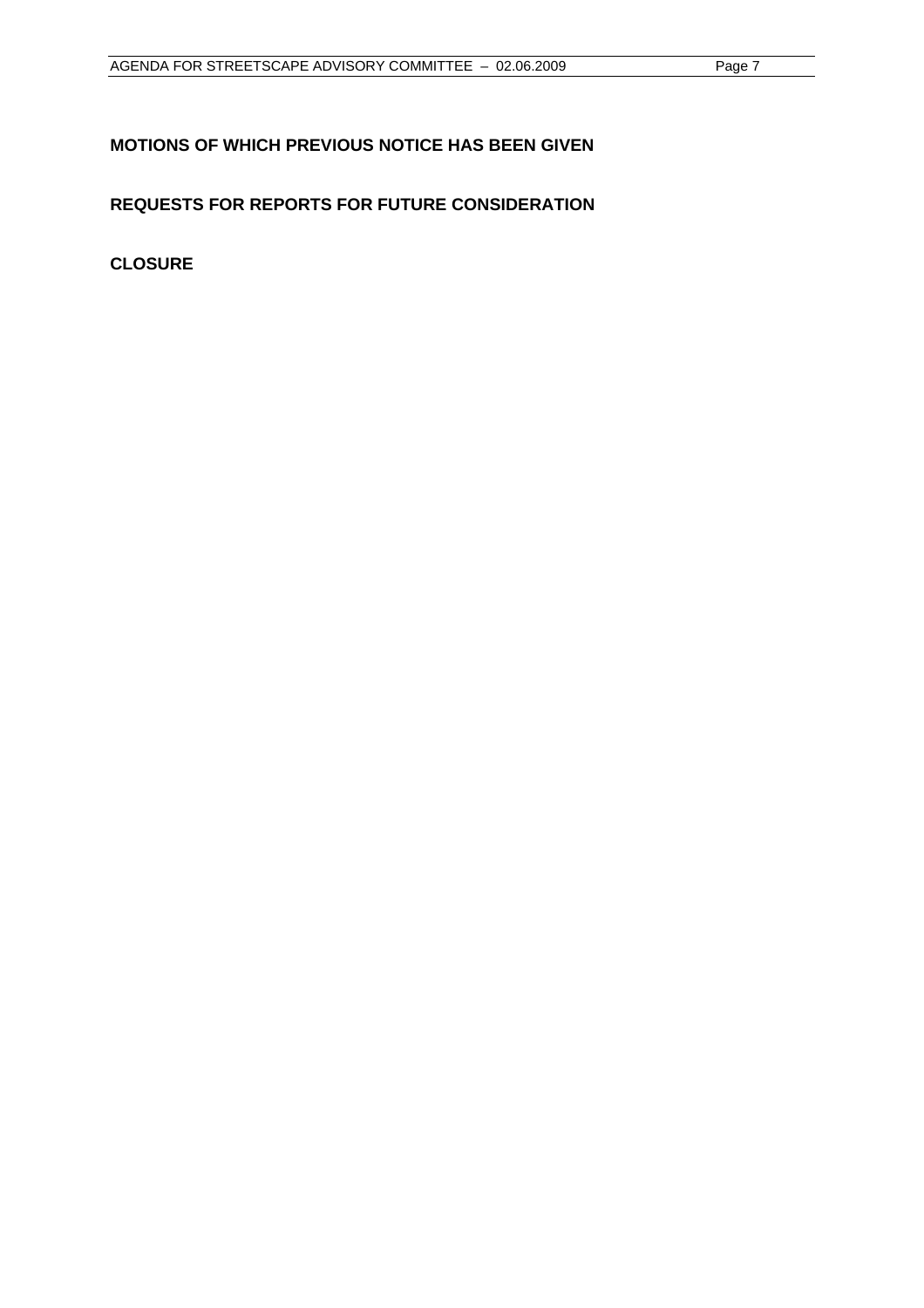**MOTIONS OF WHICH PREVIOUS NOTICE HAS BEEN GIVEN**

**REQUESTS FOR REPORTS FOR FUTURE CONSIDERATION**

**CLOSURE**